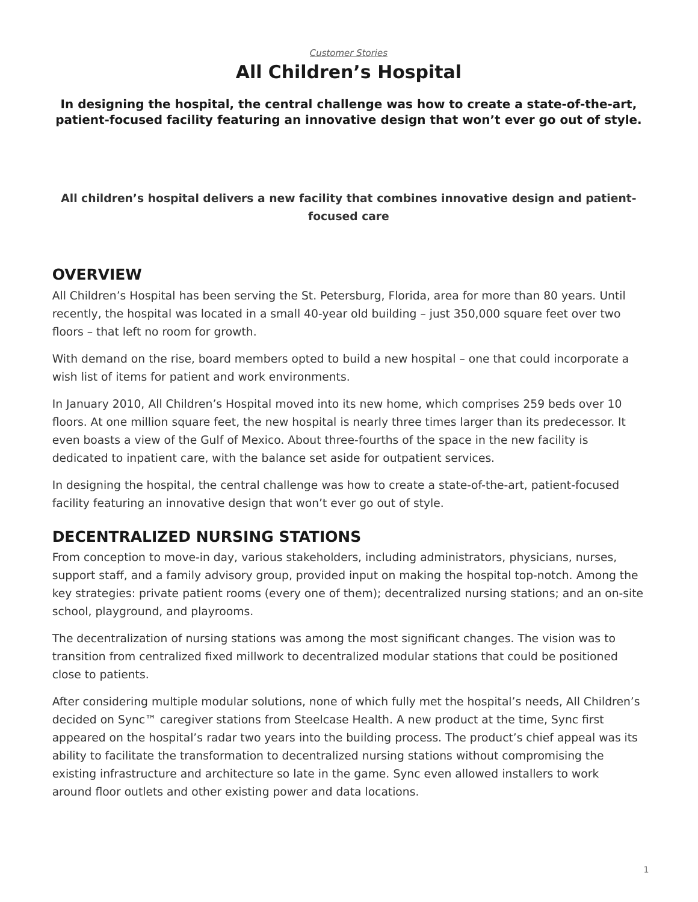*Customer Stories*

# All Children's Hospital

**In designing the hospital, the central challenge was how to create a state-of-the-art, patient-focused facility featuring an innovative design that won't ever go out of style.**

**All children's hospital delivers a new facility that combines innovative design and patient-focused care**

## OVERVIEW

All Children's Hospital has been serving the St. Petersburg, Florida, area for more than 80 years. Until recently, the hospital was located in a small 40-year old building – just 350,000 square feet over two floors – that left no room for growth.

With demand on the rise, board members opted to build a new hospital – one that could incorporate a wish list of items for patient and work environments.

In January 2010, All Children's Hospital moved into its new home, which comprises 259 beds over 10 floors. At one million square feet, the new hospital is nearly three times larger than its predecessor. It even boasts a view of the Gulf of Mexico. About three-fourths of the space in the new facility is dedicated to inpatient care, with the balance set aside for outpatient services.

In designing the hospital, the central challenge was how to create a state-of-the-art, patient-focused facility featuring an innovative design that won't ever go out of style.

## DECENTRALIZED NURSING STATIONS

From conception to move-in day, various stakeholders, including administrators, physicians, nurses, support staff, and a family advisory group, provided input on making the hospital top-notch. Among the key strategies: private patient rooms (every one of them); decentralized nursing stations; and an on-site school, playground, and playrooms.

The decentralization of nursing stations was among the most significant changes. The vision was to transition from centralized fixed millwork to decentralized modular stations that could be positioned close to patients.

After considering multiple modular solutions, none of which fully met the hospital's needs, All Children's decided on Sync™ caregiver stations from Steelcase Health. A new product at the time, Sync first appeared on the hospital's radar two years into the building process. The product's chief appeal was its ability to facilitate the transformation to decentralized nursing stations without compromising the existing infrastructure and architecture so late in the game. Sync even allowed installers to work around floor outlets and other existing power and data locations.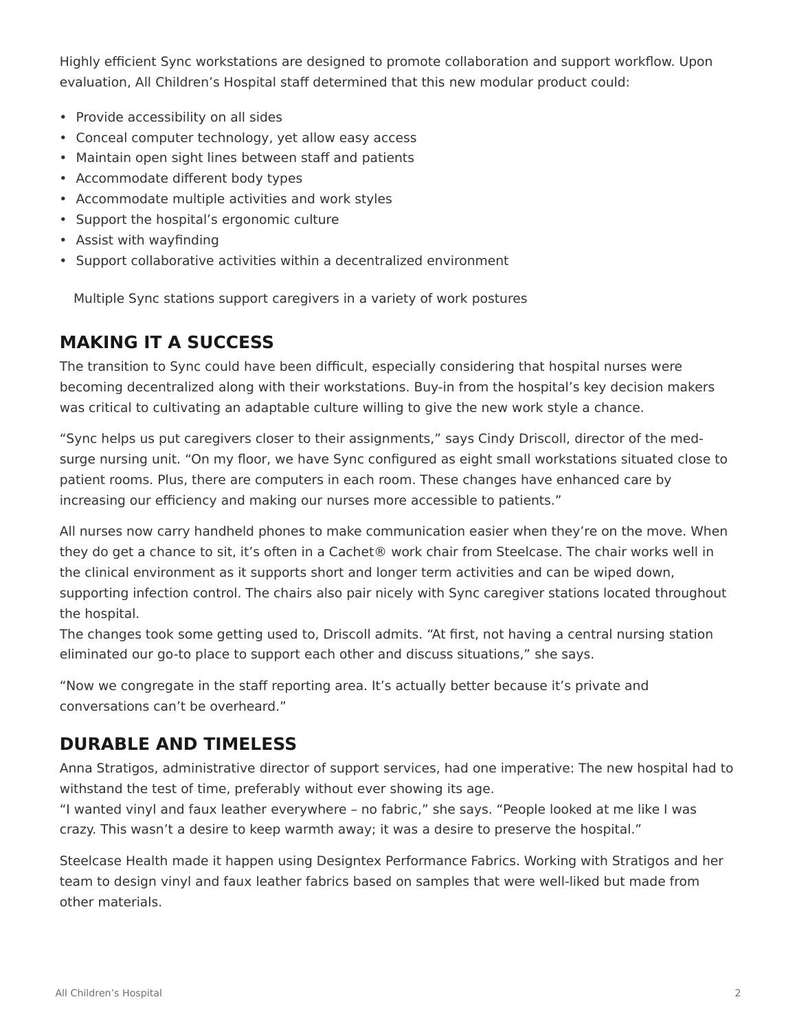Highly efficient Sync workstations are designed to promote collaboration and support workflow. Upon evaluation, All Children's Hospital staff determined that this new modular product could:

- Provide accessibility on all sides
- Conceal computer technology, yet allow easy access
- Maintain open sight lines between staff and patients
- Accommodate different body types
- Accommodate multiple activities and work styles
- Support the hospital's ergonomic culture
- Assist with wayfinding
- Support collaborative activities within a decentralized environment

Multiple Sync stations support caregivers in a variety of work postures

## MAKING IT A SUCCESS

The transition to Sync could have been difficult, especially considering that hospital nurses were becoming decentralized along with their workstations. Buy-in from the hospital's key decision makers was critical to cultivating an adaptable culture willing to give the new work style a chance.

"Sync helps us put caregivers closer to their assignments," says Cindy Driscoll, director of the med-surge nursing unit. "On my floor, we have Sync configured as eight small workstations situated close to patient rooms. Plus, there are computers in each room. These changes have enhanced care by increasing our efficiency and making our nurses more accessible to patients."

All nurses now carry handheld phones to make communication easier when they're on the move. When they do get a chance to sit, it's often in a Cachet® work chair from Steelcase. The chair works well in the clinical environment as it supports short and longer term activities and can be wiped down, supporting infection control. The chairs also pair nicely with Sync caregiver stations located throughout the hospital.

The changes took some getting used to, Driscoll admits. "At first, not having a central nursing station eliminated our go-to place to support each other and discuss situations," she says.

"Now we congregate in the staff reporting area. It's actually better because it's private and conversations can't be overheard."

## DURABLE AND TIMELESS

Anna Stratigos, administrative director of support services, had one imperative: The new hospital had to withstand the test of time, preferably without ever showing its age.

"I wanted vinyl and faux leather everywhere – no fabric," she says. "People looked at me like I was crazy. This wasn't a desire to keep warmth away; it was a desire to preserve the hospital."

Steelcase Health made it happen using Designtex Performance Fabrics. Working with Stratigos and her team to design vinyl and faux leather fabrics based on samples that were well-liked but made from other materials.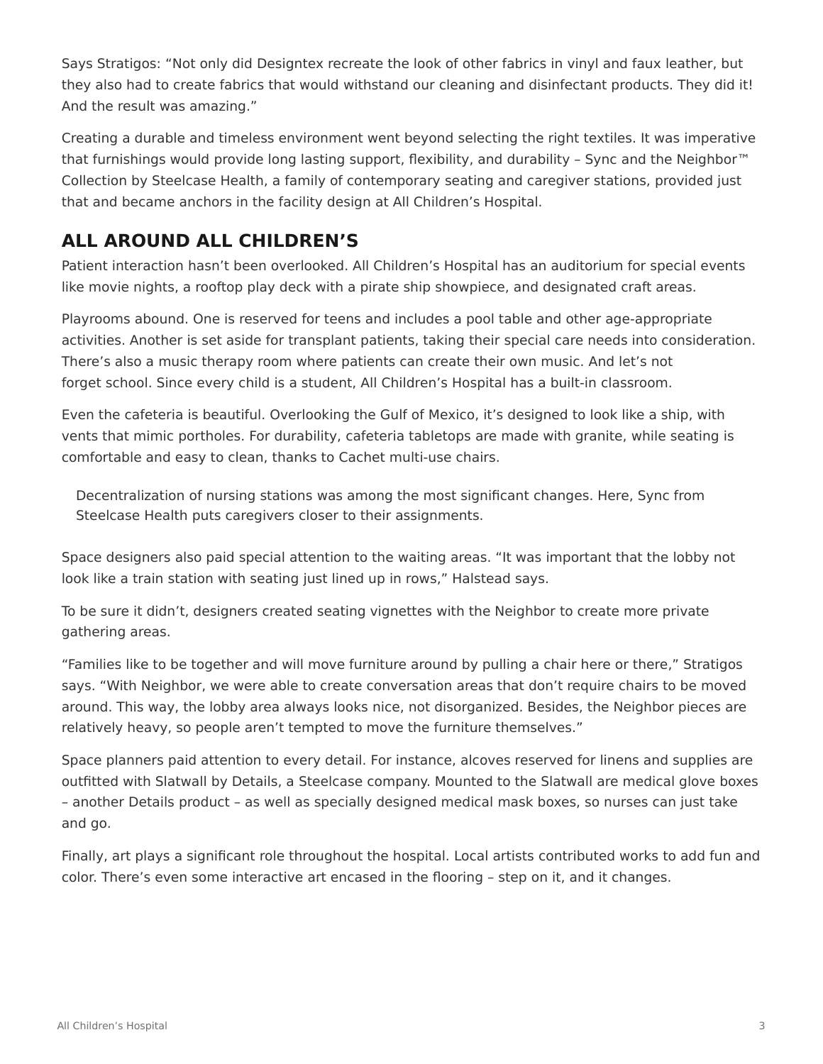Says Stratigos: “Not only did Designtex recreate the look of other fabrics in vinyl and faux leather, but they also had to create fabrics that would withstand our cleaning and disinfectant products. They did it! And the result was amazing.”

Creating a durable and timeless environment went beyond selecting the right textiles. It was imperative that furnishings would provide long lasting support, flexibility, and durability – Sync and the Neighbor™ Collection by Steelcase Health, a family of contemporary seating and caregiver stations, provided just that and became anchors in the facility design at All Children’s Hospital.

## ALL AROUND ALL CHILDREN’S

Patient interaction hasn’t been overlooked. All Children’s Hospital has an auditorium for special events like movie nights, a rooftop play deck with a pirate ship showpiece, and designated craft areas.

Playrooms abound. One is reserved for teens and includes a pool table and other age-appropriate activities. Another is set aside for transplant patients, taking their special care needs into consideration. There’s also a music therapy room where patients can create their own music. And let’s not forget school. Since every child is a student, All Children’s Hospital has a built-in classroom.

Even the cafeteria is beautiful. Overlooking the Gulf of Mexico, it’s designed to look like a ship, with vents that mimic portholes. For durability, cafeteria tabletops are made with granite, while seating is comfortable and easy to clean, thanks to Cachet multi-use chairs.

Decentralization of nursing stations was among the most significant changes. Here, Sync from Steelcase Health puts caregivers closer to their assignments.

Space designers also paid special attention to the waiting areas. “It was important that the lobby not look like a train station with seating just lined up in rows,” Halstead says.

To be sure it didn’t, designers created seating vignettes with the Neighbor to create more private gathering areas.

“Families like to be together and will move furniture around by pulling a chair here or there,” Stratigos says. “With Neighbor, we were able to create conversation areas that don’t require chairs to be moved around. This way, the lobby area always looks nice, not disorganized. Besides, the Neighbor pieces are relatively heavy, so people aren’t tempted to move the furniture themselves.”

Space planners paid attention to every detail. For instance, alcoves reserved for linens and supplies are outfitted with Slatwall by Details, a Steelcase company. Mounted to the Slatwall are medical glove boxes – another Details product – as well as specially designed medical mask boxes, so nurses can just take and go.

Finally, art plays a significant role throughout the hospital. Local artists contributed works to add fun and color. There’s even some interactive art encased in the flooring – step on it, and it changes.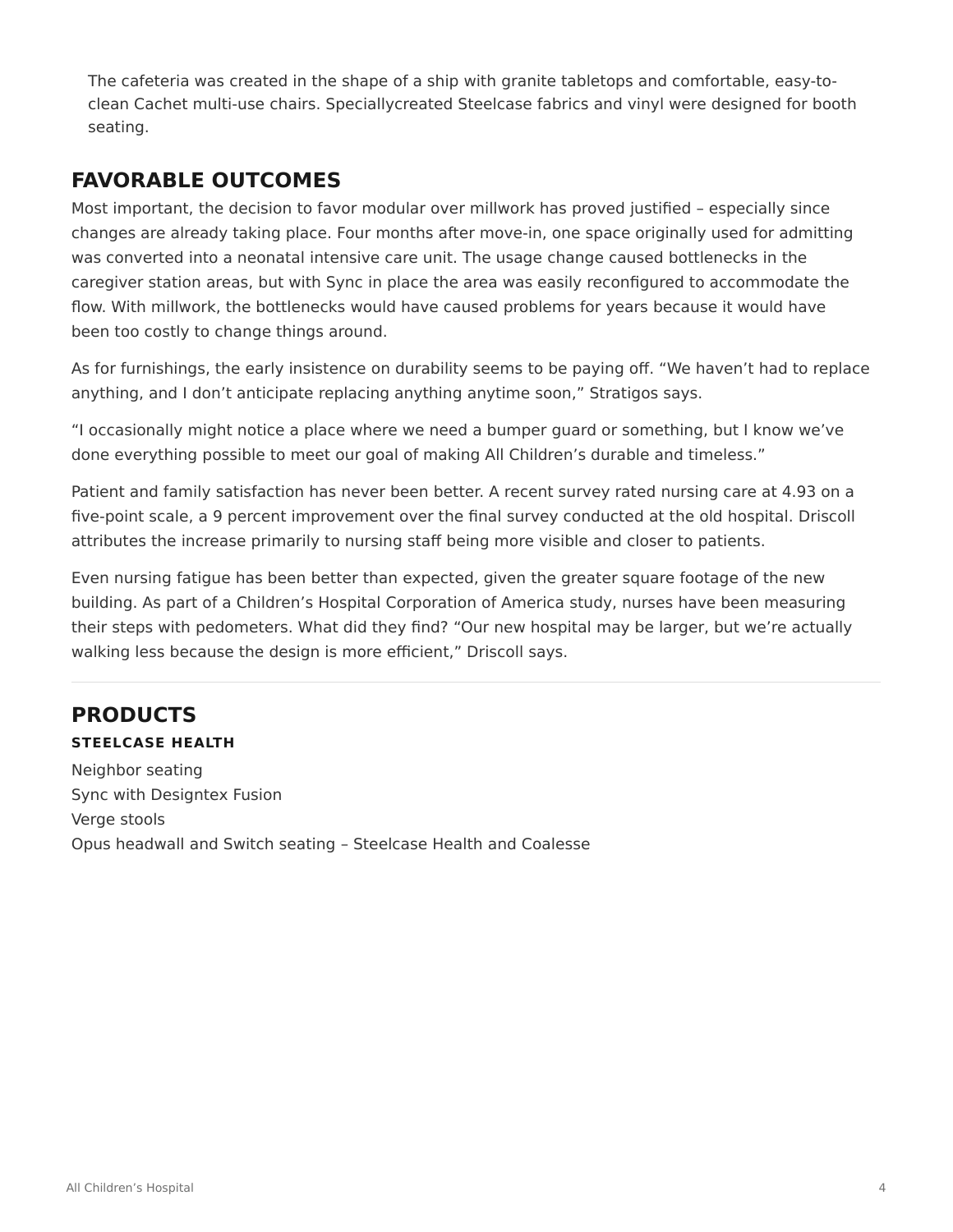The cafeteria was created in the shape of a ship with granite tabletops and comfortable, easy-to-clean Cachet multi-use chairs. Speciallycreated Steelcase fabrics and vinyl were designed for booth seating.

## FAVORABLE OUTCOMES

Most important, the decision to favor modular over millwork has proved justified – especially since changes are already taking place. Four months after move-in, one space originally used for admitting was converted into a neonatal intensive care unit. The usage change caused bottlenecks in the caregiver station areas, but with Sync in place the area was easily reconfigured to accommodate the flow. With millwork, the bottlenecks would have caused problems for years because it would have been too costly to change things around.

As for furnishings, the early insistence on durability seems to be paying off. "We haven't had to replace anything, and I don't anticipate replacing anything anytime soon," Stratigos says.

"I occasionally might notice a place where we need a bumper guard or something, but I know we've done everything possible to meet our goal of making All Children's durable and timeless."

Patient and family satisfaction has never been better. A recent survey rated nursing care at 4.93 on a five-point scale, a 9 percent improvement over the final survey conducted at the old hospital. Driscoll attributes the increase primarily to nursing staff being more visible and closer to patients.

Even nursing fatigue has been better than expected, given the greater square footage of the new building. As part of a Children's Hospital Corporation of America study, nurses have been measuring their steps with pedometers. What did they find? "Our new hospital may be larger, but we're actually walking less because the design is more efficient," Driscoll says.

---

## PRODUCTS

#### STEELCASE HEALTH

Neighbor seating
Sync with Designtex Fusion
Verge stools
Opus headwall and Switch seating – Steelcase Health and Coalesse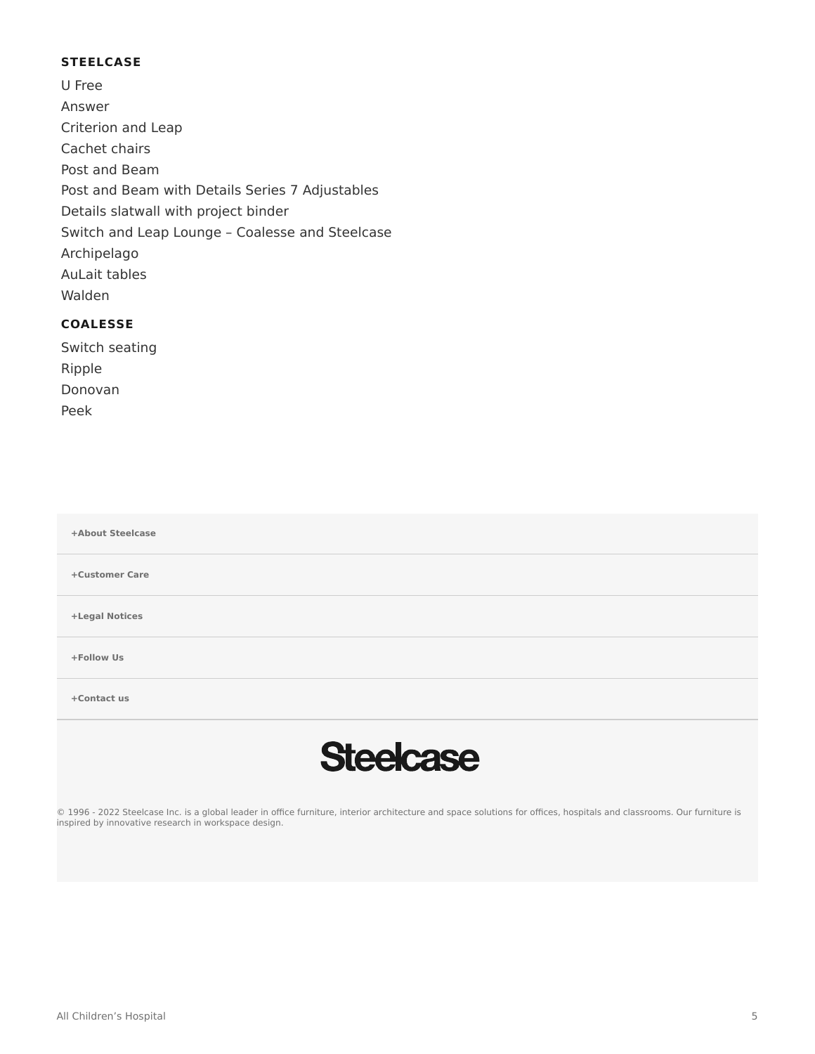**STEELCASE**

U Free
Answer
Criterion and Leap
Cachet chairs
Post and Beam
Post and Beam with Details Series 7 Adjustables
Details slatwall with project binder
Switch and Leap Lounge – Coalesse and Steelcase
Archipelago
AuLait tables
Walden

**COALESSE**

Switch seating
Ripple
Donovan
Peek

+About Steelcase

+Customer Care

+Legal Notices

+Follow Us

+Contact us

Steelcase

© 1996 - 2022 Steelcase Inc. is a global leader in office furniture, interior architecture and space solutions for offices, hospitals and classrooms. Our furniture is inspired by innovative research in workspace design.